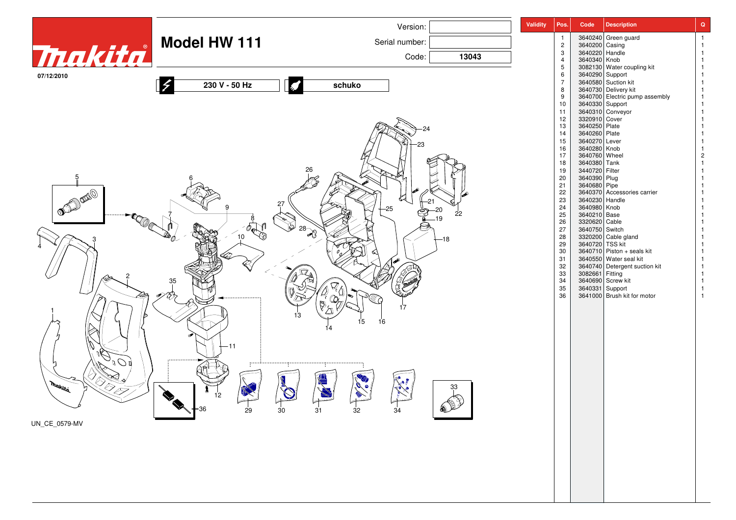# Model HW 111

07/12/2010

Version:

Serial number:

Code: **13043**

**230 V - 50 Hz**

**schuko**

UN_CE_0579-MV

| Validity | Pos. | Code | Description | Q |
|---|---|---|---|---|
| | 1 | 3640240 | Green guard | 1 |
| | 2 | 3640200 | Casing | 1 |
| | 3 | 3640220 | Handle | 1 |
| | 4 | 3640340 | Knob | 1 |
| | 5 | 3082130 | Water coupling kit | 1 |
| | 6 | 3640290 | Support | 1 |
| | 7 | 3640580 | Suction kit | 1 |
| | 8 | 3640730 | Delivery kit | 1 |
| | 9 | 3640700 | Electric pump assembly | 1 |
| | 10 | 3640330 | Support | 1 |
| | 11 | 3640310 | Conveyor | 1 |
| | 12 | 3320910 | Cover | 1 |
| | 13 | 3640250 | Plate | 1 |
| | 14 | 3640260 | Plate | 1 |
| | 15 | 3640270 | Lever | 1 |
| | 16 | 3640280 | Knob | 1 |
| | 17 | 3640760 | Wheel | 2 |
| | 18 | 3640380 | Tank | 1 |
| | 19 | 3440720 | Filter | 1 |
| | 20 | 3640390 | Plug | 1 |
| | 21 | 3640680 | Pipe | 1 |
| | 22 | 3640370 | Accessories carrier | 1 |
| | 23 | 3640230 | Handle | 1 |
| | 24 | 3640980 | Knob | 1 |
| | 25 | 3640210 | Base | 1 |
| | 26 | 3320620 | Cable | 1 |
| | 27 | 3640750 | Switch | 1 |
| | 28 | 3320200 | Cable gland | 1 |
| | 29 | 3640720 | TSS kit | 1 |
| | 30 | 3640710 | Piston + seals kit | 1 |
| | 31 | 3640550 | Water seal kit | 1 |
| | 32 | 3640740 | Detergent suction kit | 1 |
| | 33 | 3082661 | Fitting | 1 |
| | 34 | 3640690 | Screw kit | 1 |
| | 35 | 3640331 | Support | 1 |
| | 36 | 3641000 | Brush kit for motor | 1 |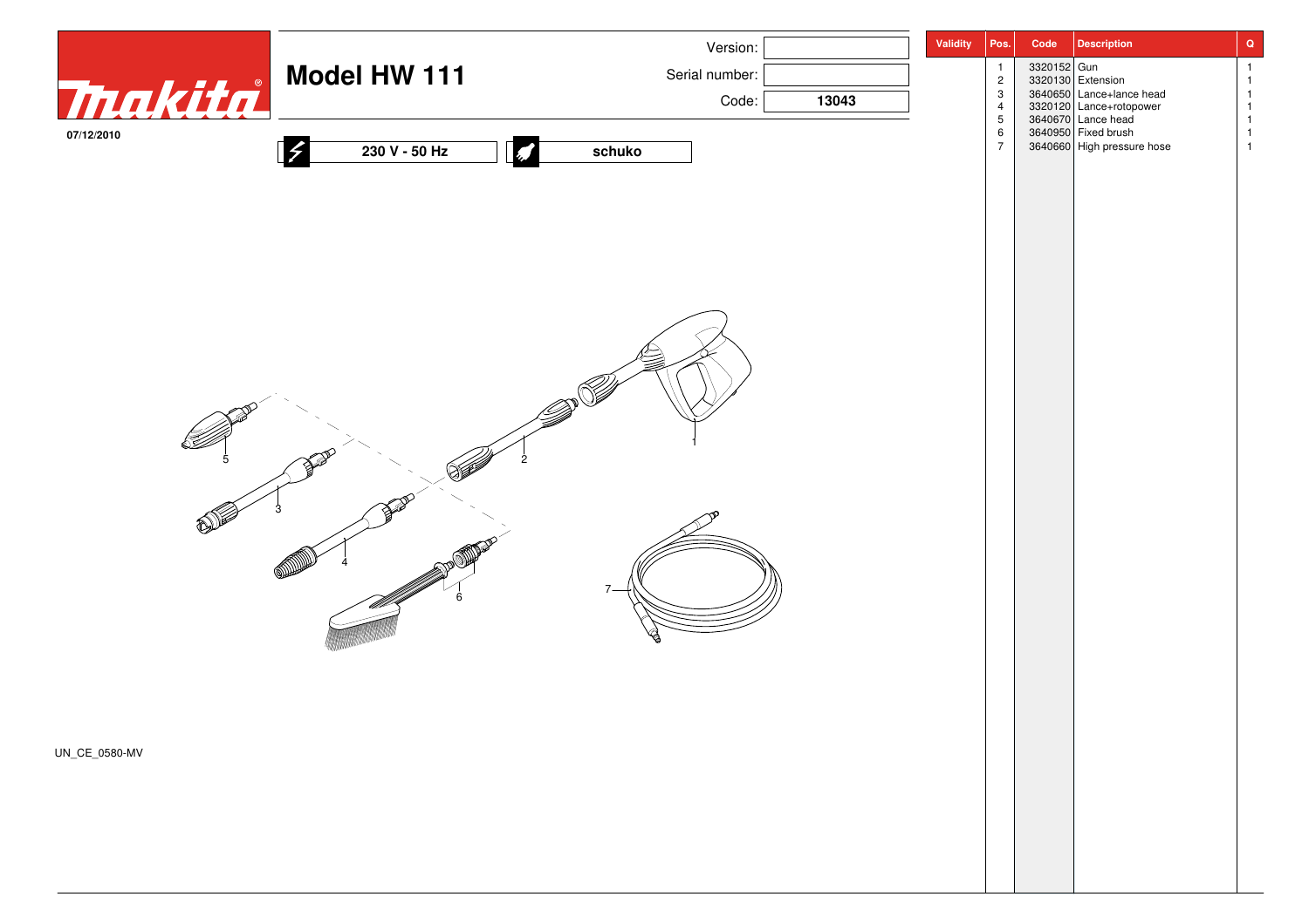# Model HW 111

Version:

Serial number:

Code: **13043**

07/12/2010

**230 V - 50 Hz**

**schuko**

| Validity | Pos. | Code | Description | Q |
|---|---|---|---|---|
| | 1 | 3320152 | Gun | 1 |
| | 2 | 3320130 | Extension | 1 |
| | 3 | 3640650 | Lance+lance head | 1 |
| | 4 | 3320120 | Lance+rotopower | 1 |
| | 5 | 3640670 | Lance head | 1 |
| | 6 | 3640950 | Fixed brush | 1 |
| | 7 | 3640660 | High pressure hose | 1 |

5

3

2

1

4

6

7

UN_CE_0580-MV